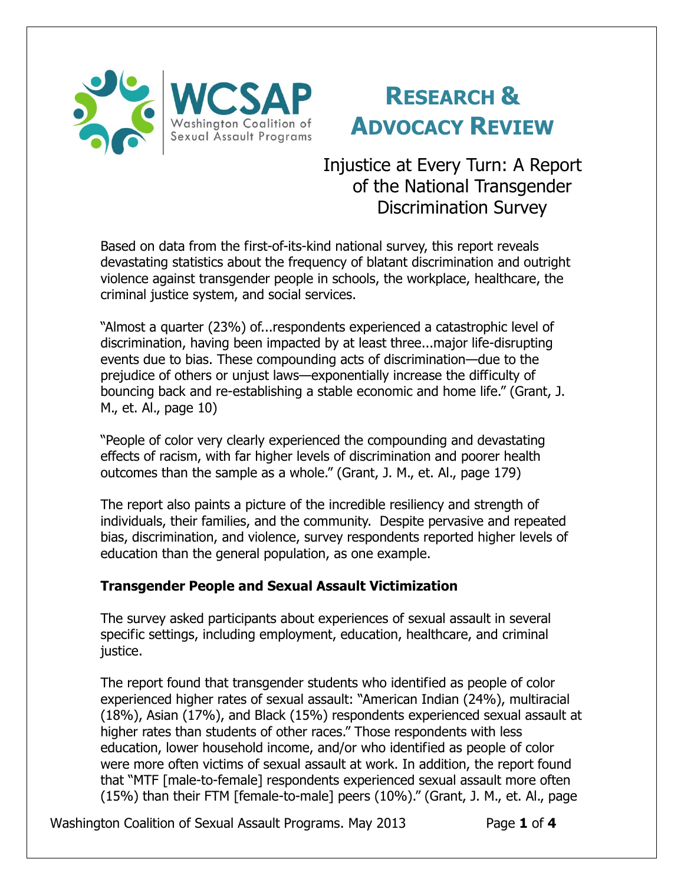WCSAP
Washington Coalition of Sexual Assault Programs

# Research & Advocacy Review

## Injustice at Every Turn: A Report of the National Transgender Discrimination Survey

Based on data from the first-of-its-kind national survey, this report reveals devastating statistics about the frequency of blatant discrimination and outright violence against transgender people in schools, the workplace, healthcare, the criminal justice system, and social services.

"Almost a quarter (23%) of...respondents experienced a catastrophic level of discrimination, having been impacted by at least three...major life-disrupting events due to bias. These compounding acts of discrimination—due to the prejudice of others or unjust laws—exponentially increase the difficulty of bouncing back and re-establishing a stable economic and home life." (Grant, J. M., et. Al., page 10)

"People of color very clearly experienced the compounding and devastating effects of racism, with far higher levels of discrimination and poorer health outcomes than the sample as a whole." (Grant, J. M., et. Al., page 179)

The report also paints a picture of the incredible resiliency and strength of individuals, their families, and the community. Despite pervasive and repeated bias, discrimination, and violence, survey respondents reported higher levels of education than the general population, as one example.

### Transgender People and Sexual Assault Victimization

The survey asked participants about experiences of sexual assault in several specific settings, including employment, education, healthcare, and criminal justice.

The report found that transgender students who identified as people of color experienced higher rates of sexual assault: "American Indian (24%), multiracial (18%), Asian (17%), and Black (15%) respondents experienced sexual assault at higher rates than students of other races." Those respondents with less education, lower household income, and/or who identified as people of color were more often victims of sexual assault at work. In addition, the report found that "MTF [male-to-female] respondents experienced sexual assault more often (15%) than their FTM [female-to-male] peers (10%)." (Grant, J. M., et. Al., page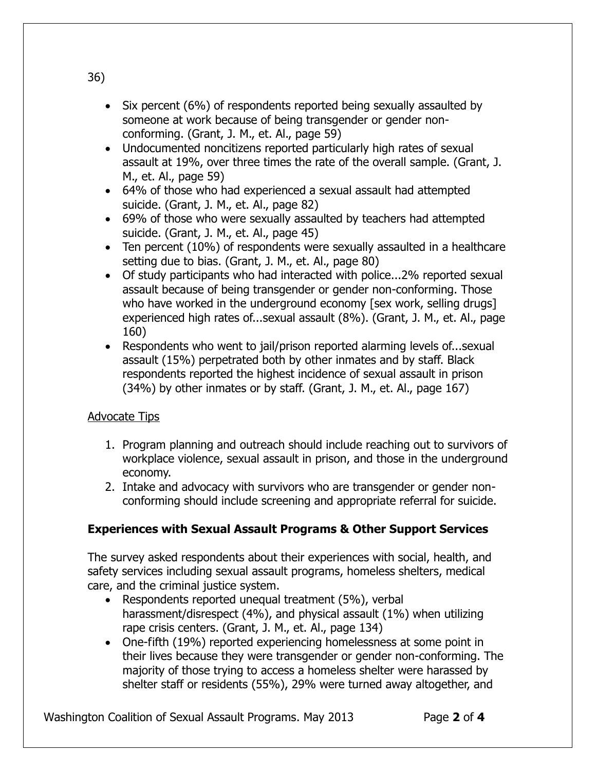36)

- Six percent (6%) of respondents reported being sexually assaulted by someone at work because of being transgender or gender non-conforming. (Grant, J. M., et. Al., page 59)
- Undocumented noncitizens reported particularly high rates of sexual assault at 19%, over three times the rate of the overall sample. (Grant, J. M., et. Al., page 59)
- 64% of those who had experienced a sexual assault had attempted suicide. (Grant, J. M., et. Al., page 82)
- 69% of those who were sexually assaulted by teachers had attempted suicide. (Grant, J. M., et. Al., page 45)
- Ten percent (10%) of respondents were sexually assaulted in a healthcare setting due to bias. (Grant, J. M., et. Al., page 80)
- Of study participants who had interacted with police...2% reported sexual assault because of being transgender or gender non-conforming. Those who have worked in the underground economy [sex work, selling drugs] experienced high rates of...sexual assault (8%). (Grant, J. M., et. Al., page 160)
- Respondents who went to jail/prison reported alarming levels of...sexual assault (15%) perpetrated both by other inmates and by staff. Black respondents reported the highest incidence of sexual assault in prison (34%) by other inmates or by staff. (Grant, J. M., et. Al., page 167)

<u>Advocate Tips</u>

1. Program planning and outreach should include reaching out to survivors of workplace violence, sexual assault in prison, and those in the underground economy.
2. Intake and advocacy with survivors who are transgender or gender non-conforming should include screening and appropriate referral for suicide.

**Experiences with Sexual Assault Programs & Other Support Services**

The survey asked respondents about their experiences with social, health, and safety services including sexual assault programs, homeless shelters, medical care, and the criminal justice system.

- Respondents reported unequal treatment (5%), verbal harassment/disrespect (4%), and physical assault (1%) when utilizing rape crisis centers. (Grant, J. M., et. Al., page 134)
- One-fifth (19%) reported experiencing homelessness at some point in their lives because they were transgender or gender non-conforming. The majority of those trying to access a homeless shelter were harassed by shelter staff or residents (55%), 29% were turned away altogether, and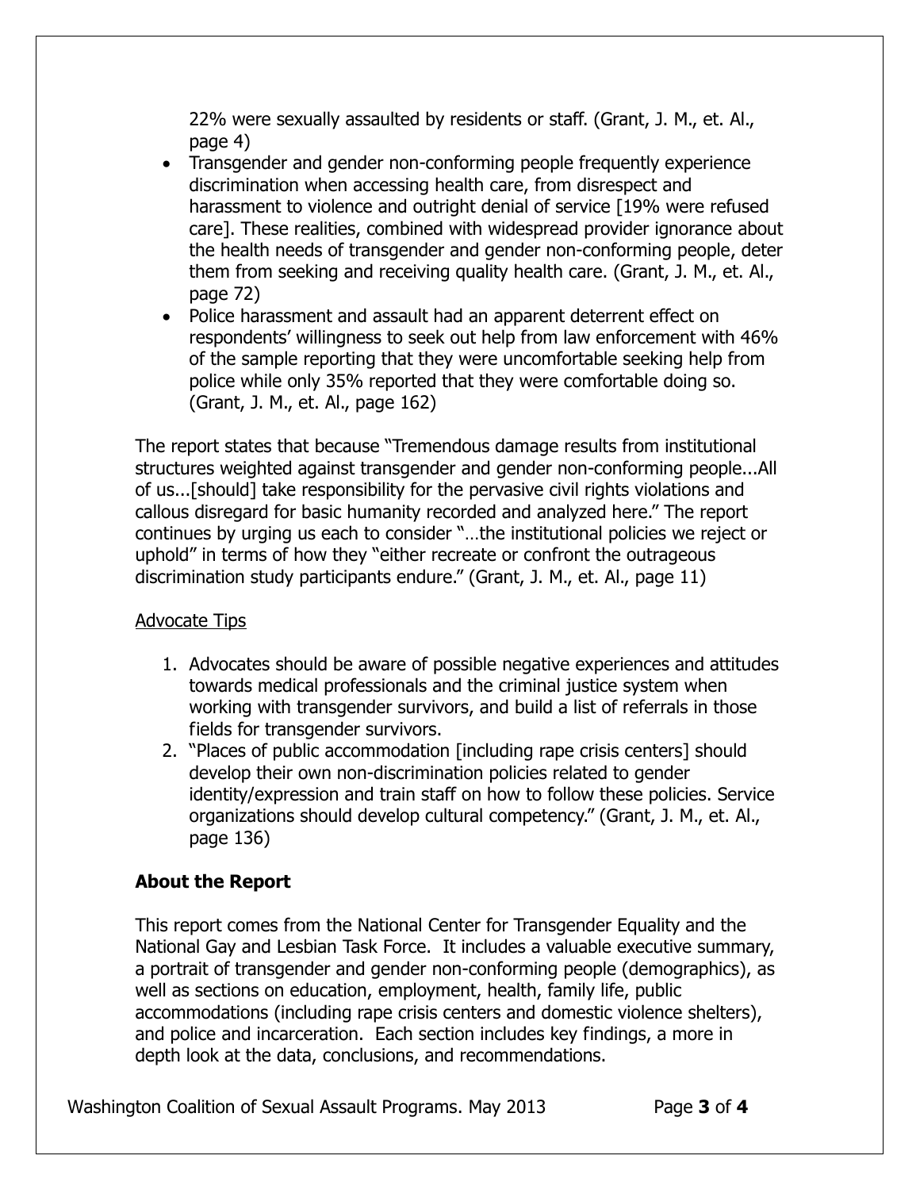22% were sexually assaulted by residents or staff. (Grant, J. M., et. Al., page 4)

- Transgender and gender non-conforming people frequently experience discrimination when accessing health care, from disrespect and harassment to violence and outright denial of service [19% were refused care]. These realities, combined with widespread provider ignorance about the health needs of transgender and gender non-conforming people, deter them from seeking and receiving quality health care. (Grant, J. M., et. Al., page 72)
- Police harassment and assault had an apparent deterrent effect on respondents' willingness to seek out help from law enforcement with 46% of the sample reporting that they were uncomfortable seeking help from police while only 35% reported that they were comfortable doing so. (Grant, J. M., et. Al., page 162)

The report states that because "Tremendous damage results from institutional structures weighted against transgender and gender non-conforming people...All of us...[should] take responsibility for the pervasive civil rights violations and callous disregard for basic humanity recorded and analyzed here." The report continues by urging us each to consider "…the institutional policies we reject or uphold" in terms of how they "either recreate or confront the outrageous discrimination study participants endure." (Grant, J. M., et. Al., page 11)

Advocate Tips

1. Advocates should be aware of possible negative experiences and attitudes towards medical professionals and the criminal justice system when working with transgender survivors, and build a list of referrals in those fields for transgender survivors.
2. "Places of public accommodation [including rape crisis centers] should develop their own non-discrimination policies related to gender identity/expression and train staff on how to follow these policies. Service organizations should develop cultural competency." (Grant, J. M., et. Al., page 136)

**About the Report**

This report comes from the National Center for Transgender Equality and the National Gay and Lesbian Task Force. It includes a valuable executive summary, a portrait of transgender and gender non-conforming people (demographics), as well as sections on education, employment, health, family life, public accommodations (including rape crisis centers and domestic violence shelters), and police and incarceration. Each section includes key findings, a more in depth look at the data, conclusions, and recommendations.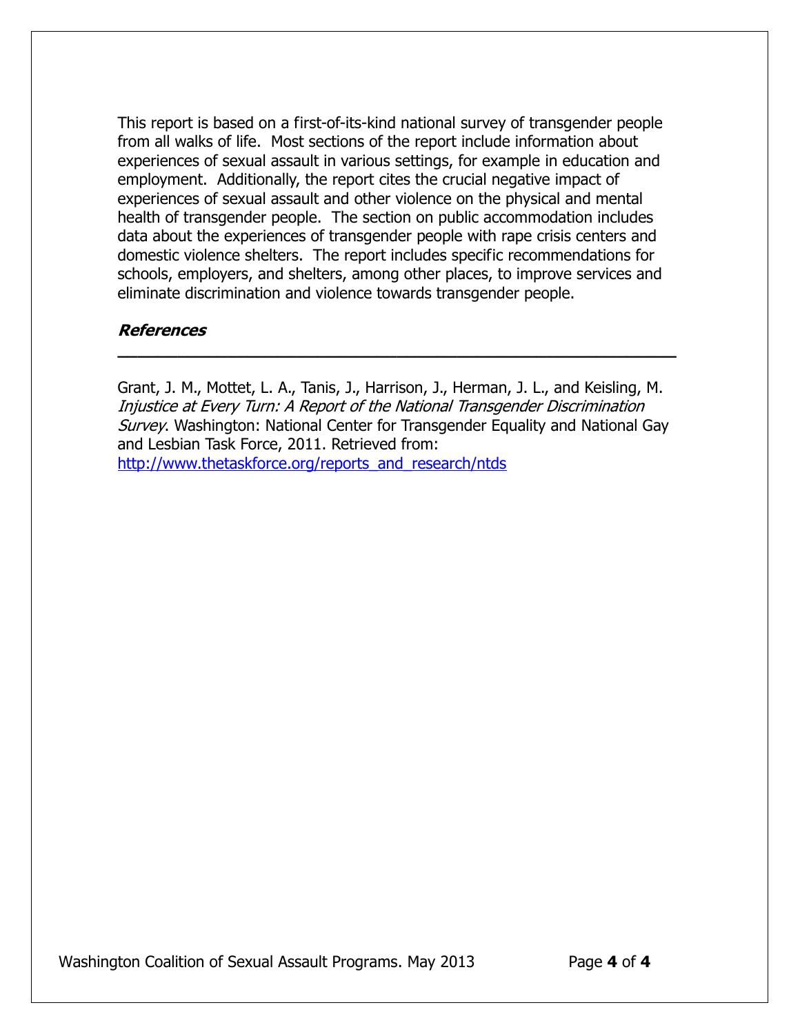This report is based on a first-of-its-kind national survey of transgender people from all walks of life. Most sections of the report include information about experiences of sexual assault in various settings, for example in education and employment. Additionally, the report cites the crucial negative impact of experiences of sexual assault and other violence on the physical and mental health of transgender people. The section on public accommodation includes data about the experiences of transgender people with rape crisis centers and domestic violence shelters. The report includes specific recommendations for schools, employers, and shelters, among other places, to improve services and eliminate discrimination and violence towards transgender people.

### ***References***

---

Grant, J. M., Mottet, L. A., Tanis, J., Harrison, J., Herman, J. L., and Keisling, M. *Injustice at Every Turn: A Report of the National Transgender Discrimination Survey*. Washington: National Center for Transgender Equality and National Gay and Lesbian Task Force, 2011. Retrieved from: http://www.thetaskforce.org/reports_and_research/ntds